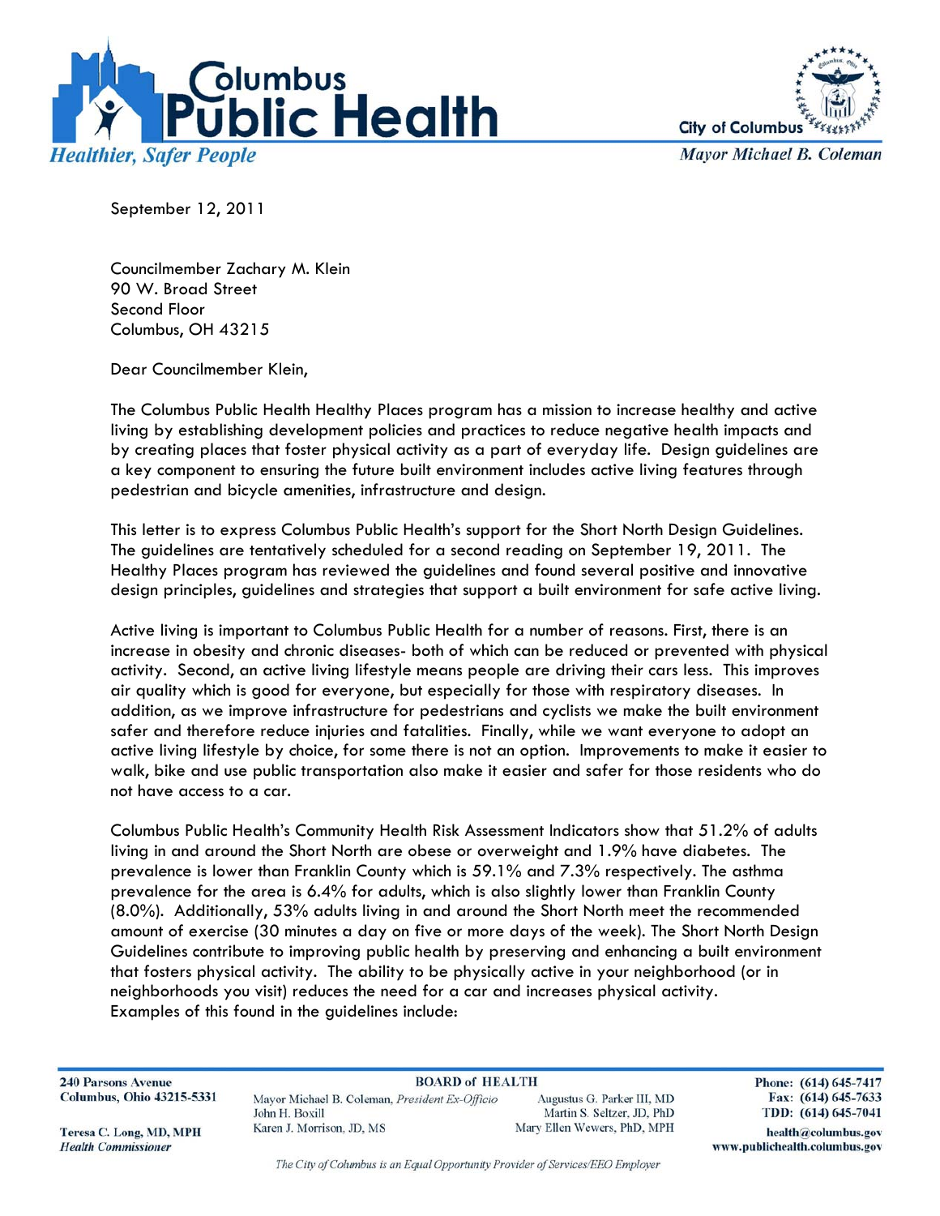**Columbus Public Health**

*Healthier, Safer People*

City of Columbus

*Mayor Michael B. Coleman*

September 12, 2011

Councilmember Zachary M. Klein
90 W. Broad Street
Second Floor
Columbus, OH 43215

Dear Councilmember Klein,

The Columbus Public Health Healthy Places program has a mission to increase healthy and active living by establishing development policies and practices to reduce negative health impacts and by creating places that foster physical activity as a part of everyday life. Design guidelines are a key component to ensuring the future built environment includes active living features through pedestrian and bicycle amenities, infrastructure and design.

This letter is to express Columbus Public Health's support for the Short North Design Guidelines. The guidelines are tentatively scheduled for a second reading on September 19, 2011. The Healthy Places program has reviewed the guidelines and found several positive and innovative design principles, guidelines and strategies that support a built environment for safe active living.

Active living is important to Columbus Public Health for a number of reasons. First, there is an increase in obesity and chronic diseases- both of which can be reduced or prevented with physical activity. Second, an active living lifestyle means people are driving their cars less. This improves air quality which is good for everyone, but especially for those with respiratory diseases. In addition, as we improve infrastructure for pedestrians and cyclists we make the built environment safer and therefore reduce injuries and fatalities. Finally, while we want everyone to adopt an active living lifestyle by choice, for some there is not an option. Improvements to make it easier to walk, bike and use public transportation also make it easier and safer for those residents who do not have access to a car.

Columbus Public Health's Community Health Risk Assessment Indicators show that 51.2% of adults living in and around the Short North are obese or overweight and 1.9% have diabetes. The prevalence is lower than Franklin County which is 59.1% and 7.3% respectively. The asthma prevalence for the area is 6.4% for adults, which is also slightly lower than Franklin County (8.0%). Additionally, 53% adults living in and around the Short North meet the recommended amount of exercise (30 minutes a day on five or more days of the week). The Short North Design Guidelines contribute to improving public health by preserving and enhancing a built environment that fosters physical activity. The ability to be physically active in your neighborhood (or in neighborhoods you visit) reduces the need for a car and increases physical activity. Examples of this found in the guidelines include:

**240 Parsons Avenue**
**Columbus, Ohio 43215-5331**

**Teresa C. Long, MD, MPH**
***Health Commissioner***

**BOARD of HEALTH**
Mayor Michael B. Coleman, *President Ex-Officio*
John H. Boxill
Karen J. Morrison, JD, MS
Augustus G. Parker III, MD
Martin S. Seltzer, JD, PhD
Mary Ellen Wewers, PhD, MPH

**Phone: (614) 645-7417**
**Fax: (614) 645-7633**
**TDD: (614) 645-7041**
**health@columbus.gov**
**www.publichealth.columbus.gov**

*The City of Columbus is an Equal Opportunity Provider of Services/EEO Employer*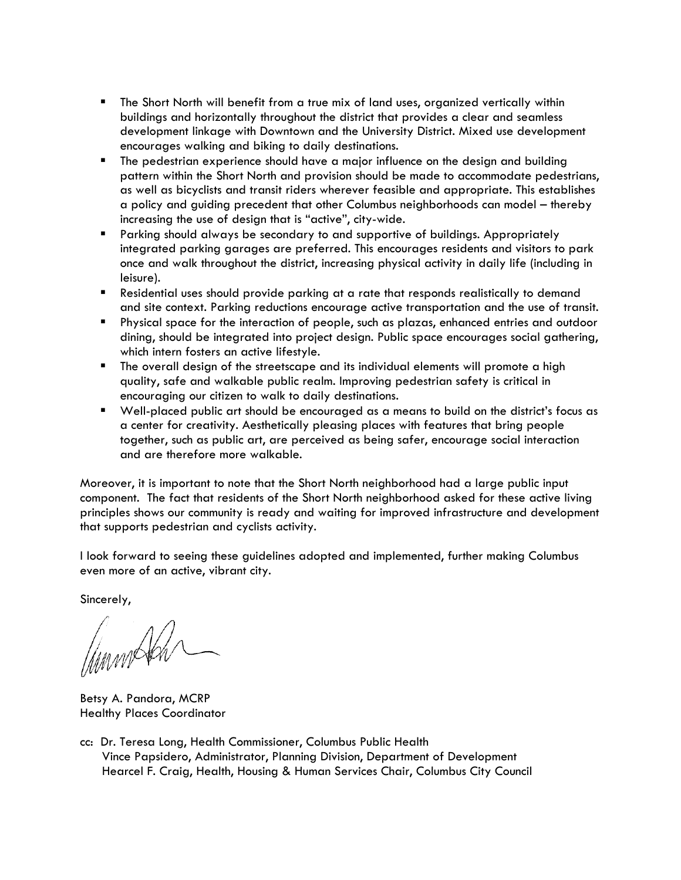- The Short North will benefit from a true mix of land uses, organized vertically within buildings and horizontally throughout the district that provides a clear and seamless development linkage with Downtown and the University District. Mixed use development encourages walking and biking to daily destinations.
- The pedestrian experience should have a major influence on the design and building pattern within the Short North and provision should be made to accommodate pedestrians, as well as bicyclists and transit riders wherever feasible and appropriate. This establishes a policy and guiding precedent that other Columbus neighborhoods can model – thereby increasing the use of design that is "active", city-wide.
- Parking should always be secondary to and supportive of buildings. Appropriately integrated parking garages are preferred. This encourages residents and visitors to park once and walk throughout the district, increasing physical activity in daily life (including in leisure).
- Residential uses should provide parking at a rate that responds realistically to demand and site context. Parking reductions encourage active transportation and the use of transit.
- Physical space for the interaction of people, such as plazas, enhanced entries and outdoor dining, should be integrated into project design. Public space encourages social gathering, which intern fosters an active lifestyle.
- The overall design of the streetscape and its individual elements will promote a high quality, safe and walkable public realm. Improving pedestrian safety is critical in encouraging our citizen to walk to daily destinations.
- Well-placed public art should be encouraged as a means to build on the district's focus as a center for creativity. Aesthetically pleasing places with features that bring people together, such as public art, are perceived as being safer, encourage social interaction and are therefore more walkable.

Moreover, it is important to note that the Short North neighborhood had a large public input component. The fact that residents of the Short North neighborhood asked for these active living principles shows our community is ready and waiting for improved infrastructure and development that supports pedestrian and cyclists activity.

I look forward to seeing these guidelines adopted and implemented, further making Columbus even more of an active, vibrant city.

Sincerely,

Betsy A. Pandora, MCRP
Healthy Places Coordinator

cc: Dr. Teresa Long, Health Commissioner, Columbus Public Health
Vince Papsidero, Administrator, Planning Division, Department of Development
Hearcel F. Craig, Health, Housing & Human Services Chair, Columbus City Council